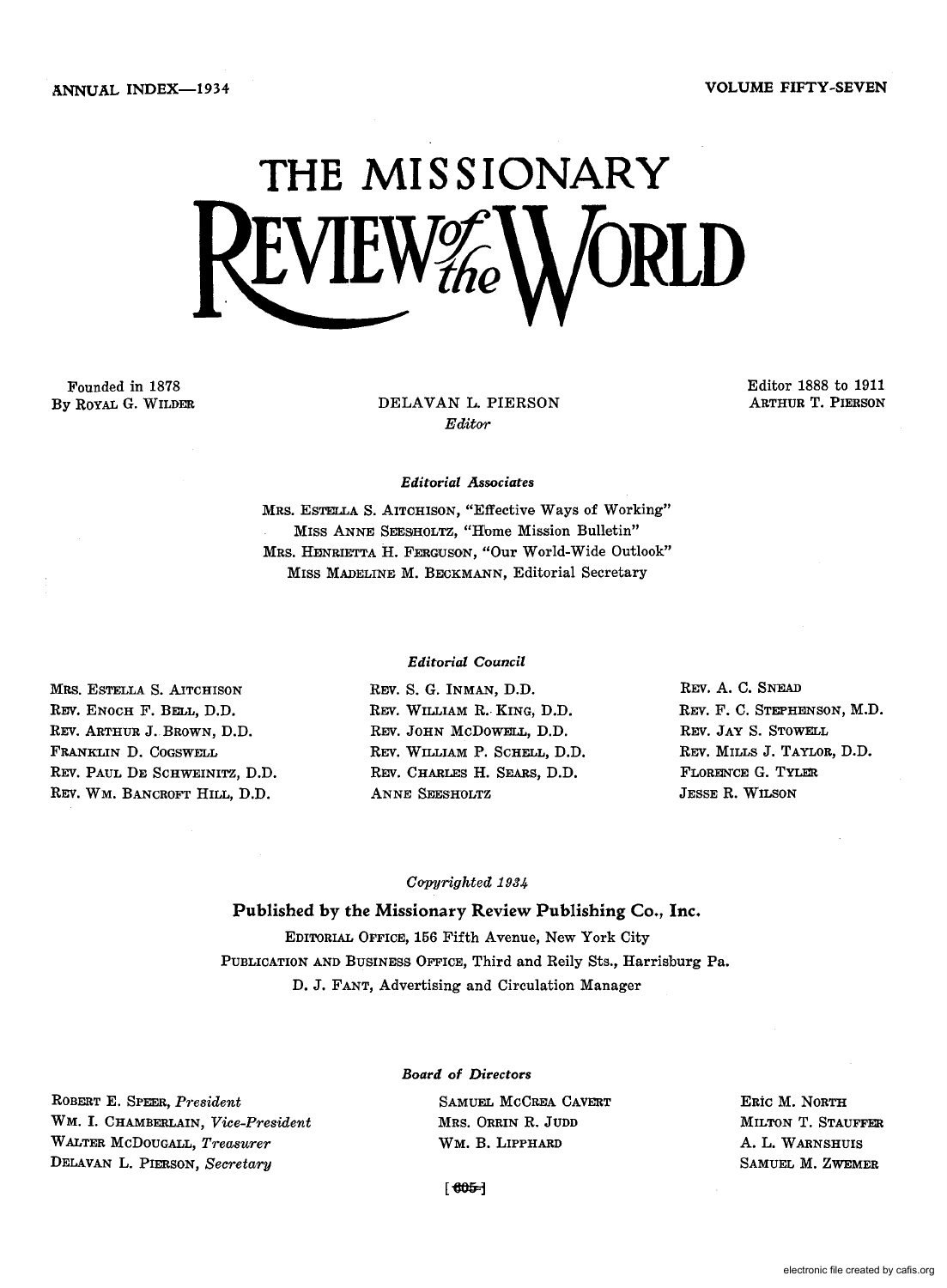ANNUAL INDEX—1934

VOLUME FIFTY-SEVEN

# THE MISSIONARY REVIEW of the WORLD

Founded in 1878
By ROYAL G. WILDER

DELAVAN L. PIERSON
*Editor*

Editor 1888 to 1911
ARTHUR T. PIERSON

*Editorial Associates*

MRS. ESTELLA S. AITCHISON, "Effective Ways of Working"
MISS ANNE SEESHOLTZ, "Home Mission Bulletin"
MRS. HENRIETTA H. FERGUSON, "Our World-Wide Outlook"
MISS MADELINE M. BECKMANN, Editorial Secretary

*Editorial Council*

MRS. ESTELLA S. AITCHISON
REV. ENOCH F. BELL, D.D.
REV. ARTHUR J. BROWN, D.D.
FRANKLIN D. COGSWELL
REV. PAUL DE SCHWEINITZ, D.D.
REV. WM. BANCROFT HILL, D.D.
REV. S. G. INMAN, D.D.
REV. WILLIAM R. KING, D.D.
REV. JOHN MCDOWELL, D.D.
REV. WILLIAM P. SCHELL, D.D.
REV. CHARLES H. SEARS, D.D.
ANNE SEESHOLTZ
REV. A. C. SNEAD
REV. F. C. STEPHENSON, M.D.
REV. JAY S. STOWELL
REV. MILLS J. TAYLOR, D.D.
FLORENCE G. TYLER
JESSE R. WILSON

*Copyrighted 1934*

**Published by the Missionary Review Publishing Co., Inc.**

EDITORIAL OFFICE, 156 Fifth Avenue, New York City
PUBLICATION AND BUSINESS OFFICE, Third and Reily Sts., Harrisburg Pa.
D. J. FANT, Advertising and Circulation Manager

*Board of Directors*

ROBERT E. SPEER, *President*
WM. I. CHAMBERLAIN, *Vice-President*
WALTER MCDOUGALL, *Treasurer*
DELAVAN L. PIERSON, *Secretary*
SAMUEL MCCREA CAVERT
MRS. ORRIN R. JUDD
WM. B. LIPPHARD
ERIC M. NORTH
MILTON T. STAUFFER
A. L. WARNSHUIS
SAMUEL M. ZWEMER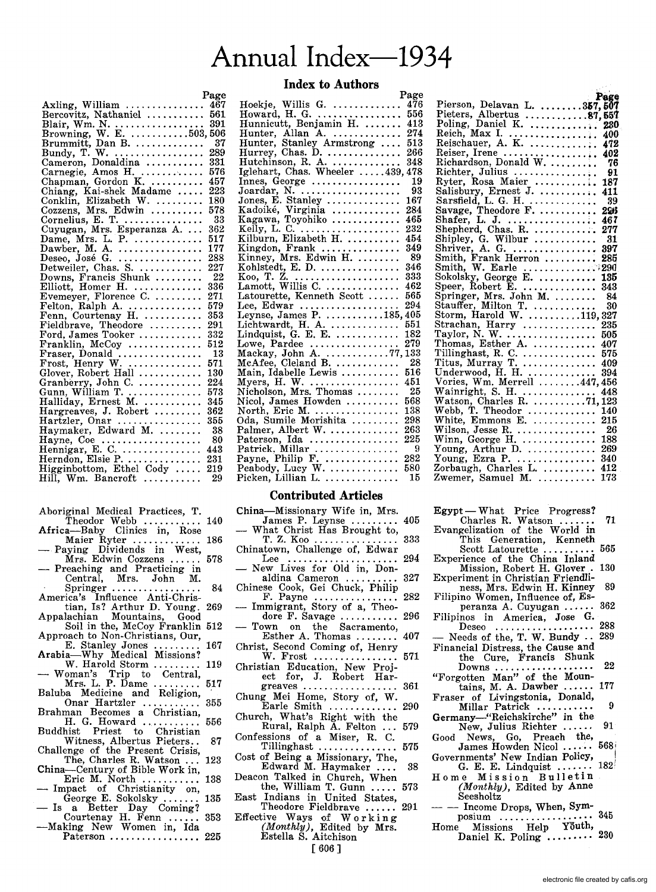# Annual Index—1934

## Index to Authors

| | Page |
|---|---|
| Axling, William | 467 |
| Bercovitz, Nathaniel | 561 |
| Blair, Wm. N. | 391 |
| Browning, W. E. | 503, 506 |
| Brummitt, Dan B. | 37 |
| Bundy, T. W. | 289 |
| Cameron, Donaldina | 331 |
| Carnegie, Amos H. | 576 |
| Chapman, Gordon K. | 457 |
| Chiang, Kai-shek Madame | 223 |
| Conklin, Elizabeth W. | 180 |
| Cozzens, Mrs. Edwin | 578 |
| Cornelius, E. T. | 33 |
| Cuyugan, Mrs. Esperanza A. | 362 |
| Dame, Mrs. L. P. | 517 |
| Dawber, M. A. | 177 |
| Deseo, José G. | 288 |
| Detweiler, Chas. S. | 227 |
| Downs, Francis Shunk | 22 |
| Elliott, Homer H. | 336 |
| Evemeyer, Florence C. | 271 |
| Felton, Ralph A. | 579 |
| Fenn, Courtenay H. | 353 |
| Fieldbrave, Theodore | 291 |
| Ford, James Tooker | 332 |
| Franklin, McCoy | 512 |
| Fraser, Donald | 13 |
| Frost, Henry W. | 571 |
| Glover, Robert Hall | 130 |
| Granberry, John C. | 224 |
| Gunn, William T. | 573 |
| Halliday, Ernest M. | 345 |
| Hargreaves, J. Robert | 362 |
| Hartzler, Onar | 355 |
| Haymaker, Edward M. | 38 |
| Hayne, Coe | 80 |
| Hennigar, E. C. | 443 |
| Herndon, Elsie P. | 231 |
| Higginbottom, Ethel Cody | 219 |
| Hill, Wm. Bancroft | 29 |
| Hoekje, Willis G. | 476 |
| Howard, H. G. | 556 |
| Hunnicutt, Benjamin H. | 413 |
| Hunter, Allan A. | 274 |
| Hunter, Stanley Armstrong | 513 |
| Hurrey, Chas. D. | 266 |
| Hutchinson, R. A. | 348 |
| Iglehart, Chas. Wheeler | 439, 478 |
| Innes, George | 19 |
| Joardar, N. | 93 |
| Jones, E. Stanley | 167 |
| Kadoiké, Virginia | 284 |
| Kagawa, Toyohiko | 465 |
| Kelly, L. C. | 232 |
| Kilburn, Elizabeth H. | 454 |
| Kingdon, Frank | 349 |
| Kinney, Mrs. Edwin H. | 89 |
| Kohlstedt, E. D. | 346 |
| Koo, T. Z. | 333 |
| Lamott, Willis C. | 462 |
| Latourette, Kenneth Scott | 565 |
| Lee, Edwar | 294 |
| Leynse, James P. | 185, 405 |
| Lichtwardt, H. A. | 551 |
| Lindquist, G. E. E. | 182 |
| Lowe, Pardee | 279 |
| Mackay, John A. | 77, 133 |
| McAfee, Cleland B. | 28 |
| Main, Idabelle Lewis | 516 |
| Myers, H. W. | 451 |
| Nicholson, Mrs. Thomas | 25 |
| Nicol, James Howden | 568 |
| North, Eric M. | 138 |
| Oda, Sumile Morishita | 298 |
| Palmer, Albert W. | 263 |
| Paterson, Ida | 225 |
| Patrick, Millar | 9 |
| Payne, Philip F. | 282 |
| Peabody, Lucy W. | 580 |
| Picken, Lillian L. | 15 |
| Pierson, Delavan L. | 357, 507 |
| Pieters, Albertus | 87, 557 |
| Poling, Daniel K. | 230 |
| Reich, Max I. | 400 |
| Reischauer, A. K. | 472 |
| Reiser, Irene | 402 |
| Richardson, Donald W. | 76 |
| Richter, Julius | 91 |
| Ryter, Rosa Maier | 187 |
| Salisbury, Ernest J. | 411 |
| Sarsfield, L. G. H. | 39 |
| Savage, Theodore F. | 296 |
| Shafer, L. J. | 467 |
| Shepherd, Chas. R. | 277 |
| Shipley, G. Wilbur | 31 |
| Shriver, A. G. | 397 |
| Smith, Frank Herron | 285 |
| Smith, W. Earle | 290 |
| Sokolsky, George E. | 135 |
| Speer, Robert E. | 343 |
| Springer, Mrs. John M. | 84 |
| Stauffer, Milton T. | 30 |
| Storm, Harold W. | 119, 327 |
| Strachan, Harry | 235 |
| Taylor, N. W. | 505 |
| Thomas, Esther A. | 407 |
| Tillinghast, R. C. | 575 |
| Titus, Murray T. | 409 |
| Underwood, H. H. | 394 |
| Vories, Wm. Merrell | 447, 456 |
| Wainright, S. H. | 448 |
| Watson, Charles R. | 71, 123 |
| Webb, T. Theodor | 140 |
| White, Emmons E. | 215 |
| Wilson, Jesse R. | 26 |
| Winn, George H. | 188 |
| Young, Arthur D. | 269 |
| Young, Ezra P. | 340 |
| Zorbaugh, Charles L. | 412 |
| Zwemer, Samuel M. | 173 |

## Contributed Articles

Aboriginal Medical Practices, T. Theodor Webb ... 140

Africa—Baby Clinics in, Rose Maier Ryter ... 186

— Paying Dividends in West, Mrs. Edwin Cozzens ... 578

— Preaching and Practicing in Central, Mrs. John M. Springer ... 84

America's Influence Anti-Christian, Is? Arthur D. Young ... 269

Appalachian Mountains, Good Soil in the, McCoy Franklin 512

Approach to Non-Christians, Our, E. Stanley Jones ... 167

Arabia—Why Medical Missions? W. Harold Storm ... 119

— Woman's Trip to Central, Mrs. L. P. Dame ... 517

Baluba Medicine and Religion, Onar Hartzler ... 355

Brahman Becomes a Christian, H. G. Howard ... 556

Buddhist Priest to Christian Witness, Albertus Pieters ... 87

Challenge of the Present Crisis, The, Charles R. Watson ... 123

China—Century of Bible Work in, Eric M. North ... 138

— Impact of Christianity on, George E. Sokolsky ... 135

— Is a Better Day Coming? Courtenay H. Fenn ... 353

—Making New Women in, Ida Paterson ... 225

China—Missionary Wife in, Mrs. James P. Leynse ... 405

— What Christ Has Brought to, T. Z. Koo ... 333

Chinatown, Challenge of, Edwar Lee ... 294

— New Lives for Old in, Donaldina Cameron ... 327

Chinese Cook, Gei Chuck, Philip F. Payne ... 282

— Immigrant, Story of a, Theodore F. Savage ... 296

— Town on the Sacramento, Esther A. Thomas ... 407

Christ, Second Coming of, Henry W. Frost ... 571

Christian Education, New Project for, J. Robert Hargreaves ... 361

Chung Mei Home, Story of, W. Earle Smith ... 290

Church, What's Right with the Rural, Ralph A. Felton ... 579

Confessions of a Miser, R. C. Tillinghast ... 575

Cost of Being a Missionary, The, Edward M. Haymaker ... 38

Deacon Talked in Church, When the, William T. Gunn ... 573

East Indians in United States, Theodore Fieldbrave ... 291

Effective Ways of Working *(Monthly)*, Edited by Mrs. Estella S. Aitchison

Egypt—What Price Progress? Charles R. Watson ... 71

Evangelization of the World in This Generation, Kenneth Scott Latourette ... 565

Experience of the China Inland Mission, Robert H. Glover ... 130

Experiment in Christian Friendliness, Mrs. Edwin H. Kinney 89

Filipino Women, Influence of, Esperanza A. Cuyugan ... 362

Filipinos in America, Jose G. Deseo ... 288

— Needs of the, T. W. Bundy ... 289

Financial Distress, the Cause and the Cure, Francis Shunk Downs ... 22

"Forgotten Man" of the Mountains, M. A. Dawber ... 177

Fraser of Livingstonia, Donald, Millar Patrick ... 9

Germany—"Reichskirche" in the New, Julius Richter ... 91

Good News, Go, Preach the, James Howden Nicol ... 568

Governments' New Indian Policy, G. E. E. Lindquist ... 182

Home Mission Bulletin *(Monthly)*, Edited by Anne Seesholtz

— — Income Drops, When, Symposium ... 345

Home Missions Help Youth, Daniel K. Poling ... 230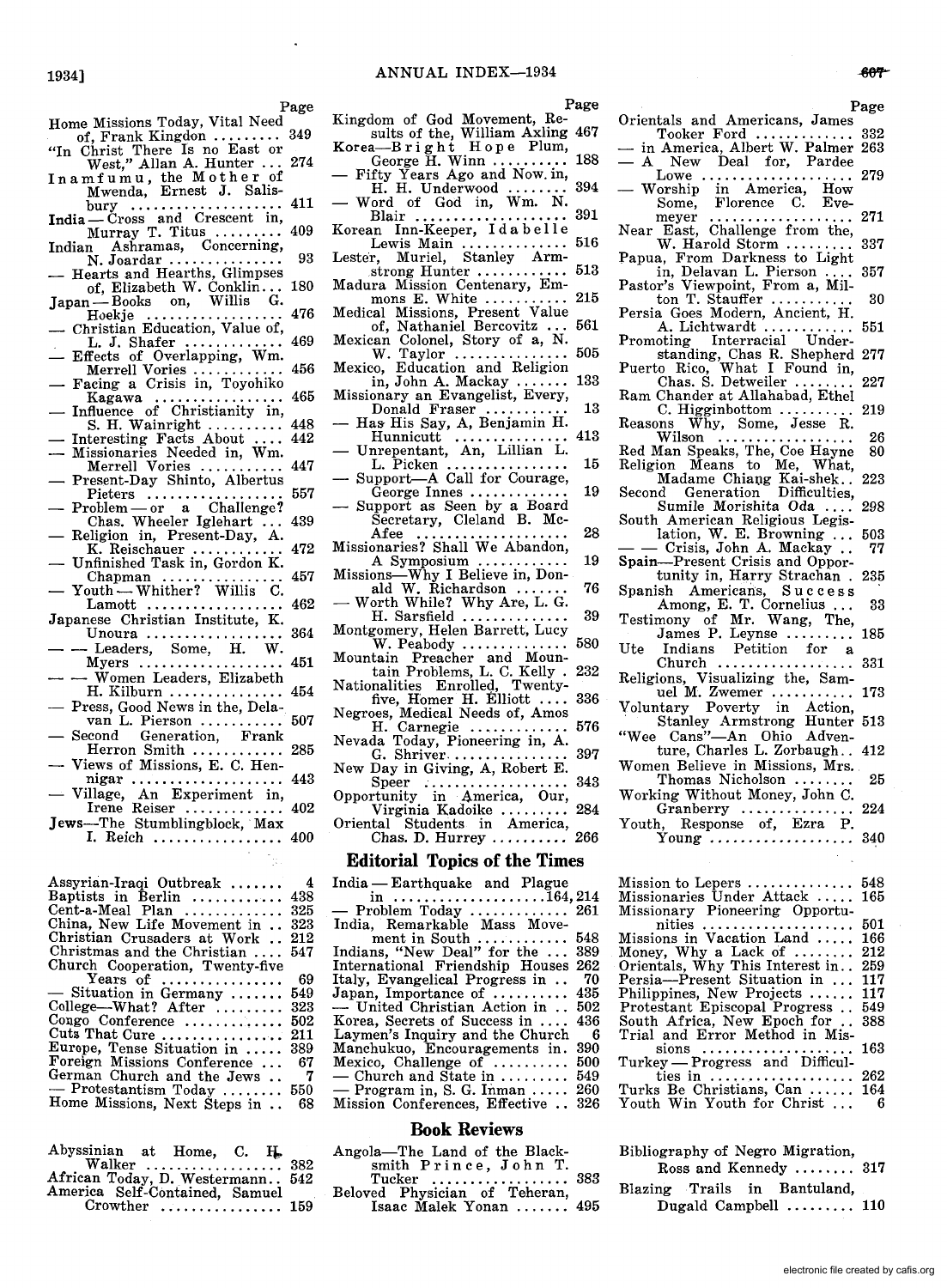| | Page |
|---|---|
| Home Missions Today, Vital Need of, Frank Kingdon | 349 |
| "In Christ There Is no East or West," Allan A. Hunter | 274 |
| Inamfumu, the Mother of Mwenda, Ernest J. Salisbury | 411 |
| India—Cross and Crescent in, Murray T. Titus | 409 |
| Indian Ashramas, Concerning, N. Joardar | 93 |
| — Hearts and Hearths, Glimpses of, Elizabeth W. Conklin | 180 |
| Japan—Books on, Willis G. Hoekje | 476 |
| — Christian Education, Value of, L. J. Shafer | 469 |
| — Effects of Overlapping, Wm. Merrell Vories | 456 |
| — Facing a Crisis in, Toyohiko Kagawa | 465 |
| — Influence of Christianity in, S. H. Wainright | 448 |
| — Interesting Facts About | 442 |
| — Missionaries Needed in, Wm. Merrell Vories | 447 |
| — Present-Day Shinto, Albertus Pieters | 557 |
| — Problem—or a Challenge? Chas. Wheeler Iglehart | 439 |
| — Religion in, Present-Day, A. K. Reischauer | 472 |
| — Unfinished Task in, Gordon K. Chapman | 457 |
| — Youth—Whither? Willis C. Lamott | 462 |
| Japanese Christian Institute, K. Unoura | 364 |
| — — Leaders, Some, H. W. Myers | 451 |
| — — Women Leaders, Elizabeth H. Kilburn | 454 |
| — Press, Good News in the, Delavan L. Pierson | 507 |
| — Second Generation, Frank Herron Smith | 285 |
| — Views of Missions, E. C. Hennigar | 443 |
| — Village, An Experiment in, Irene Reiser | 402 |
| Jews—The Stumblingblock, Max I. Reich | 400 |
| Kingdom of God Movement, Results of the, William Axling | 467 |
| Korea—Bright Hope Plum, George H. Winn | 188 |
| — Fifty Years Ago and Now in, H. H. Underwood | 394 |
| — Word of God in, Wm. N. Blair | 391 |
| Korean Inn-Keeper, Idabelle Lewis Main | 516 |
| Lester, Muriel, Stanley Armstrong Hunter | 513 |
| Madura Mission Centenary, Emmons E. White | 215 |
| Medical Missions, Present Value of, Nathaniel Bercovitz | 561 |
| Mexican Colonel, Story of a, N. W. Taylor | 505 |
| Mexico, Education and Religion in, John A. Mackay | 133 |
| Missionary an Evangelist, Every, Donald Fraser | 13 |
| — Has His Say, A, Benjamin H. Hunnicutt | 413 |
| — Unrepentant, An, Lillian L. L. Picken | 15 |
| — Support—A Call for Courage, George Innes | 19 |
| — Support as Seen by a Board Secretary, Cleland B. McAfee | 28 |
| Missionaries? Shall We Abandon, A Symposium | 19 |
| Missions—Why I Believe in, Donald W. Richardson | 76 |
| — Worth While? Why Are, L. G. H. Sarsfield | 39 |
| Montgomery, Helen Barrett, Lucy W. Peabody | 580 |
| Mountain Preacher and Mountain Problems, L. C. Kelly | 232 |
| Nationalities Enrolled, Twenty-five, Homer H. Elliott | 336 |
| Negroes, Medical Needs of, Amos H. Carnegie | 576 |
| Nevada Today, Pioneering in, A. G. Shriver | 397 |
| New Day in Giving, A, Robert E. Speer | 343 |
| Opportunity in America, Our, Virginia Kadoike | 284 |
| Oriental Students in America, Chas. D. Hurrey | 266 |
| Orientals and Americans, James Tooker Ford | 332 |
| — in America, Albert W. Palmer | 263 |
| — A New Deal for, Pardee Lowe | 279 |
| — Worship in America, How Some, Florence C. Evemeyer | 271 |
| Near East, Challenge from the, W. Harold Storm | 337 |
| Papua, From Darkness to Light in, Delavan L. Pierson | 357 |
| Pastor's Viewpoint, From a, Milton T. Stauffer | 30 |
| Persia Goes Modern, Ancient, H. A. Lichtwardt | 551 |
| Promoting Interracial Understanding, Chas R. Shepherd | 277 |
| Puerto Rico, What I Found in, Chas. S. Detweiler | 227 |
| Ram Chander at Allahabad, Ethel C. Higginbottom | 219 |
| Reasons Why, Some, Jesse R. Wilson | 26 |
| Red Man Speaks, The, Coe Hayne | 80 |
| Religion Means to Me, What, Madame Chiang Kai-shek | 223 |
| Second Generation Difficulties, Sumile Morishita Oda | 298 |
| South American Religious Legislation, W. E. Browning | 503 |
| — — Crisis, John A. Mackay | 77 |
| Spain—Present Crisis and Opportunity in, Harry Strachan | 235 |
| Spanish Americans, Success Among, E. T. Cornelius | 33 |
| Testimony of Mr. Wang, The, James P. Leynse | 185 |
| Ute Indians Petition for a Church | 331 |
| Religions, Visualizing the, Samuel M. Zwemer | 173 |
| Voluntary Poverty in Action, Stanley Armstrong Hunter | 513 |
| "Wee Cans"—An Ohio Adventure, Charles L. Zorbaugh | 412 |
| Women Believe in Missions, Mrs. Thomas Nicholson | 25 |
| Working Without Money, John C. Granberry | 224 |
| Youth, Response of, Ezra P. Young | 340 |

## Editorial Topics of the Times

| | |
|---|---|
| Assyrian-Iraqi Outbreak | 4 |
| Baptists in Berlin | 438 |
| Cent-a-Meal Plan | 325 |
| China, New Life Movement in | 323 |
| Christian Crusaders at Work | 212 |
| Christmas and the Christian | 547 |
| Church Cooperation, Twenty-five Years of | 69 |
| — Situation in Germany | 549 |
| College—What? After | 323 |
| Congo Conference | 502 |
| Cuts That Cure | 211 |
| Europe, Tense Situation in | 389 |
| Foreign Missions Conference | 67 |
| German Church and the Jews | 7 |
| — Protestantism Today | 550 |
| Home Missions, Next Steps in | 68 |
| India—Earthquake and Plague in | 164, 214 |
| — Problem Today | 261 |
| India, Remarkable Mass Movement in South | 548 |
| Indians, "New Deal" for the | 389 |
| International Friendship Houses | 262 |
| Italy, Evangelical Progress in | 70 |
| Japan, Importance of | 435 |
| — United Christian Action in | 502 |
| Korea, Secrets of Success in | 436 |
| Laymen's Inquiry and the Church | 6 |
| Manchukuo, Encouragements in | 390 |
| Mexico, Challenge of | 500 |
| — Church and State in | 549 |
| — Program in, S. G. Inman | 260 |
| Mission Conferences, Effective | 326 |
| Mission to Lepers | 548 |
| Missionaries Under Attack | 165 |
| Missionary Pioneering Opportunities | 501 |
| Missions in Vacation Land | 166 |
| Money, Why a Lack of | 212 |
| Orientals, Why This Interest in | 259 |
| Persia—Present Situation in | 117 |
| Philippines, New Projects | 117 |
| Protestant Episcopal Progress | 549 |
| South Africa, New Epoch for | 388 |
| Trial and Error Method in Missions | 163 |
| Turkey—Progress and Difficulties in | 262 |
| Turks Be Christians, Can | 164 |
| Youth Win Youth for Christ | 6 |

## Book Reviews

| | |
|---|---|
| Abyssinian at Home, C. H. Walker | 382 |
| African Today, D. Westermann | 542 |
| America Self-Contained, Samuel Crowther | 159 |
| Angola—The Land of the Blacksmith Prince, John T. Tucker | 383 |
| Beloved Physician of Teheran, Isaac Malek Yonan | 495 |
| Bibliography of Negro Migration, Ross and Kennedy | 317 |
| Blazing Trails in Bantuland, Dugald Campbell | 110 |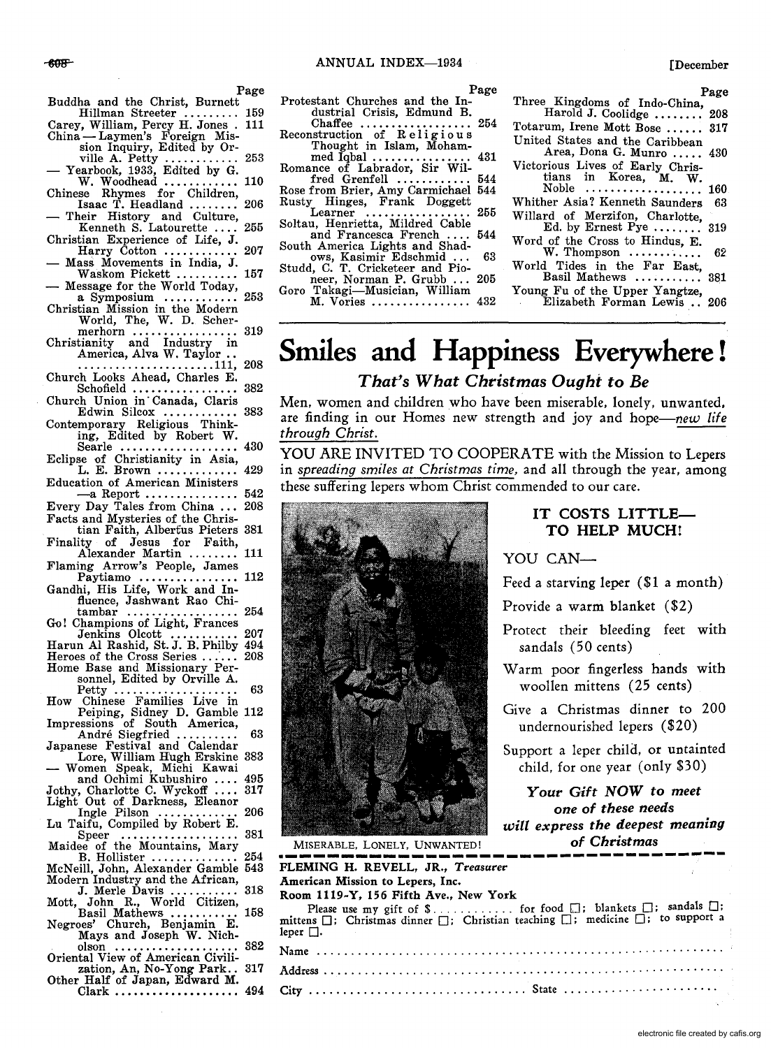Page

Buddha and the Christ, Burnett Hillman Streeter ........ 159
Carey, William, Percy H. Jones . 111
China — Laymen's Foreign Mission Inquiry, Edited by Orville A. Petty ........... 253
— Yearbook, 1933, Edited by G. W. Woodhead ........... 110
Chinese Rhymes for Children, Isaac T. Headland ........ 206
— Their History and Culture, Kenneth S. Latourette .... 255
Christian Experience of Life, J. Harry Cotton ........... 207
— Mass Movements in India, J. Waskom Pickett ......... 157
— Message for the World Today, a Symposium ........... 253
Christian Mission in the Modern World, The, W. D. Schermerhorn ................ 319
Christianity and Industry in America, Alva W. Taylor .. ......................111, 208
Church Looks Ahead, Charles E. Schofield ................ 382
Church Union in Canada, Claris Edwin Silcox ........... 383
Contemporary Religious Thinking, Edited by Robert W. Searle .................. 430
Eclipse of Christianity in Asia, L. E. Brown ............ 429
Education of American Ministers —a Report .............. 542
Every Day Tales from China ... 208
Facts and Mysteries of the Christian Faith, Albertus Pieters 381
Finality of Jesus for Faith, Alexander Martin ........ 111
Flaming Arrow's People, James Paytiamo ............... 112
Gandhi, His Life, Work and Influence, Jashwant Rao Chitambar ................. 254
Go! Champions of Light, Frances Jenkins Olcott .......... 207
Harun Al Rashid, St. J. B. Philby 494
Heroes of the Cross Series ...... 208
Home Base and Missionary Personnel, Edited by Orville A. Petty ................... 63
How Chinese Families Live in Peiping, Sidney D. Gamble 112
Impressions of South America, André Siegfried .......... 63
Japanese Festival and Calendar Lore, William Hugh Erskine 383
— Women Speak, Michi Kawai and Ochimi Kubushiro .... 495
Jothy, Charlotte C. Wyckoff .... 317
Light Out of Darkness, Eleanor Ingle Pilson ............ 206
Lu Taifu, Compiled by Robert E. Speer .................. 381
Maidee of the Mountains, Mary B. Hollister ............. 254
McNeill, John, Alexander Gamble 543
Modern Industry and the African, J. Merle Davis .......... 318
Mott, John R., World Citizen, Basil Mathews ........... 158
Negroes' Church, Benjamin E. Mays and Joseph W. Nicholson ................... 382
Oriental View of American Civilization, An, No-Yong Park.. 317
Other Half of Japan, Edward M. Clark .................... 494
Protestant Churches and the Industrial Crisis, Edmund B. Chaffee .................. 254
Reconstruction of Religious Thought in Islam, Mohammed Iqbal ................ 431
Romance of Labrador, Sir Wilfred Grenfell ............ 544
Rose from Brier, Amy Carmichael 544
Rusty Hinges, Frank Doggett Learner ................. 255
Soltau, Henrietta, Mildred Cable and Francesca French .... 544
South America Lights and Shadows, Kasimir Edschmid ... 63
Studd, C. T. Cricketeer and Pioneer, Norman P. Grubb ... 205
Goro Takagi—Musician, William M. Vories ................ 432
Three Kingdoms of Indo-China, Harold J. Coolidge ........ 208
Totarum, Irene Mott Bose ...... 317
United States and the Caribbean Area, Dona G. Munro ..... 430
Victorious Lives of Early Christians in Korea, M. W. Noble ................... 160
Whither Asia? Kenneth Saunders 63
Willard of Merzifon, Charlotte, Ed. by Ernest Pye ........ 319
Word of the Cross to Hindus, E. W. Thompson ............ 62
World Tides in the Far East, Basil Mathews ........... 381
Young Fu of the Upper Yangtze, Elizabeth Forman Lewis .. 206

# Smiles and Happiness Everywhere!

### *That's What Christmas Ought to Be*

Men, women and children who have been miserable, lonely, unwanted, are finding in our Homes new strength and joy and hope—*new life through Christ.*

YOU ARE INVITED TO COOPERATE with the Mission to Lepers in *spreading smiles at Christmas time,* and all through the year, among these suffering lepers whom Christ commended to our care.

MISERABLE, LONELY, UNWANTED!

**IT COSTS LITTLE— TO HELP MUCH!**

YOU CAN—

Feed a starving leper ($1 a month)

Provide a warm blanket ($2)

Protect their bleeding feet with sandals (50 cents)

Warm poor fingerless hands with woollen mittens (25 cents)

Give a Christmas dinner to 200 undernourished lepers ($20)

Support a leper child, or untainted child, for one year (only $30)

***Your Gift NOW to meet one of these needs will express the deepest meaning of Christmas***

**FLEMING H. REVELL, JR., *Treasurer***
**American Mission to Lepers, Inc.**
**Room 1119-Y, 156 Fifth Ave., New York**

Please use my gift of $............ for food ☐; blankets ☐; sandals ☐; mittens ☐; Christmas dinner ☐; Christian teaching ☐; medicine ☐; to support a leper ☐.

Name ..........................................................

Address ........................................................

City ............................... State .......................